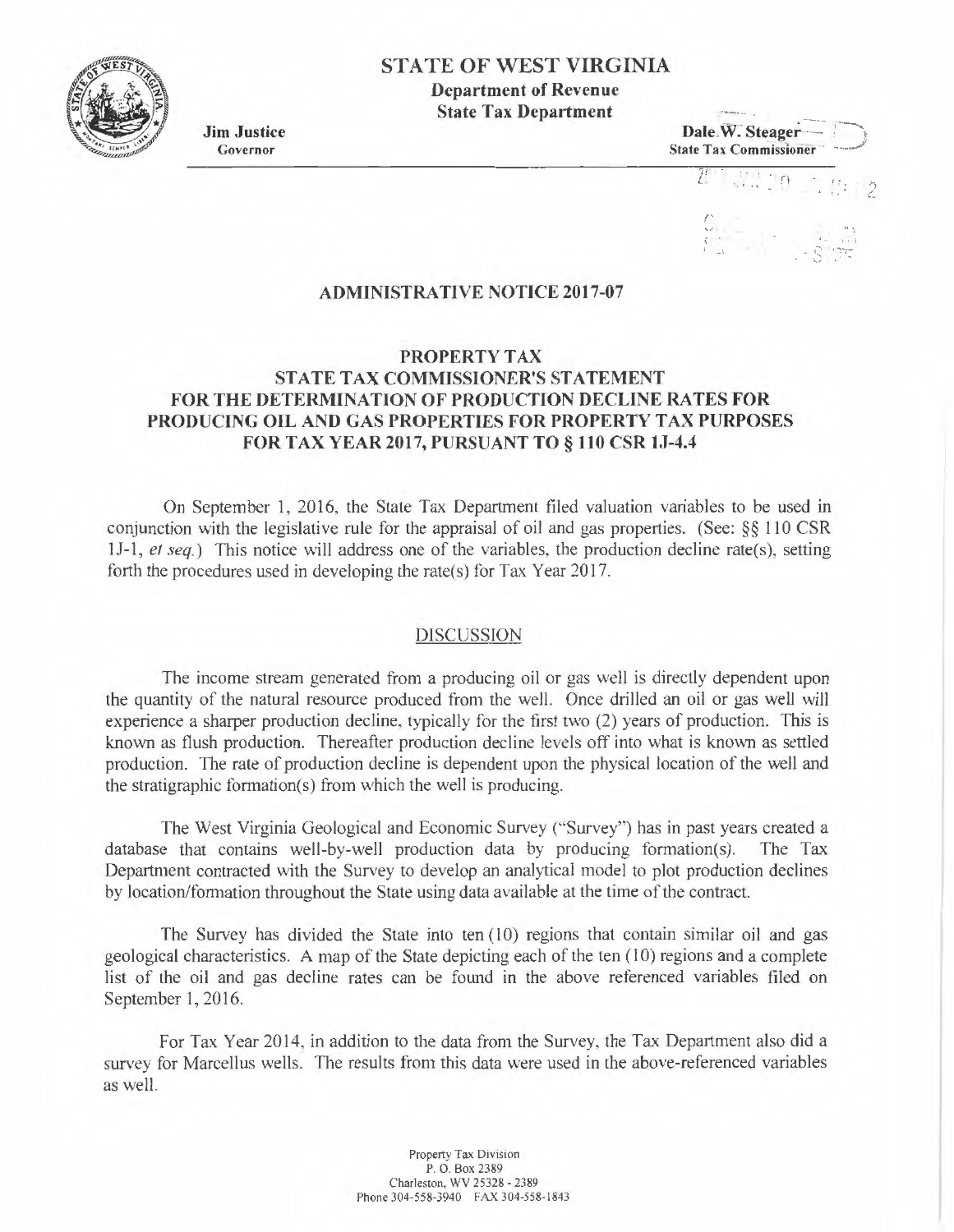# STATE OF WEST VIRGINIA

**Department of Revenue**
**State Tax Department**

**Jim Justice**
Governor

**Dale W. Steager**
State Tax Commissioner

## ADMINISTRATIVE NOTICE 2017-07

### PROPERTY TAX
### STATE TAX COMMISSIONER'S STATEMENT
### FOR THE DETERMINATION OF PRODUCTION DECLINE RATES FOR PRODUCING OIL AND GAS PROPERTIES FOR PROPERTY TAX PURPOSES FOR TAX YEAR 2017, PURSUANT TO § 110 CSR 1J-4.4

On September 1, 2016, the State Tax Department filed valuation variables to be used in conjunction with the legislative rule for the appraisal of oil and gas properties. (See: §§ 110 CSR 1J-1, *et seq.*) This notice will address one of the variables, the production decline rate(s), setting forth the procedures used in developing the rate(s) for Tax Year 2017.

#### DISCUSSION

The income stream generated from a producing oil or gas well is directly dependent upon the quantity of the natural resource produced from the well. Once drilled an oil or gas well will experience a sharper production decline, typically for the first two (2) years of production. This is known as flush production. Thereafter production decline levels off into what is known as settled production. The rate of production decline is dependent upon the physical location of the well and the stratigraphic formation(s) from which the well is producing.

The West Virginia Geological and Economic Survey ("Survey") has in past years created a database that contains well-by-well production data by producing formation(s). The Tax Department contracted with the Survey to develop an analytical model to plot production declines by location/formation throughout the State using data available at the time of the contract.

The Survey has divided the State into ten (10) regions that contain similar oil and gas geological characteristics. A map of the State depicting each of the ten (10) regions and a complete list of the oil and gas decline rates can be found in the above referenced variables filed on September 1, 2016.

For Tax Year 2014, in addition to the data from the Survey, the Tax Department also did a survey for Marcellus wells. The results from this data were used in the above-referenced variables as well.

Property Tax Division
P. O. Box 2389
Charleston, WV 25328 - 2389
Phone 304-558-3940 FAX 304-558-1843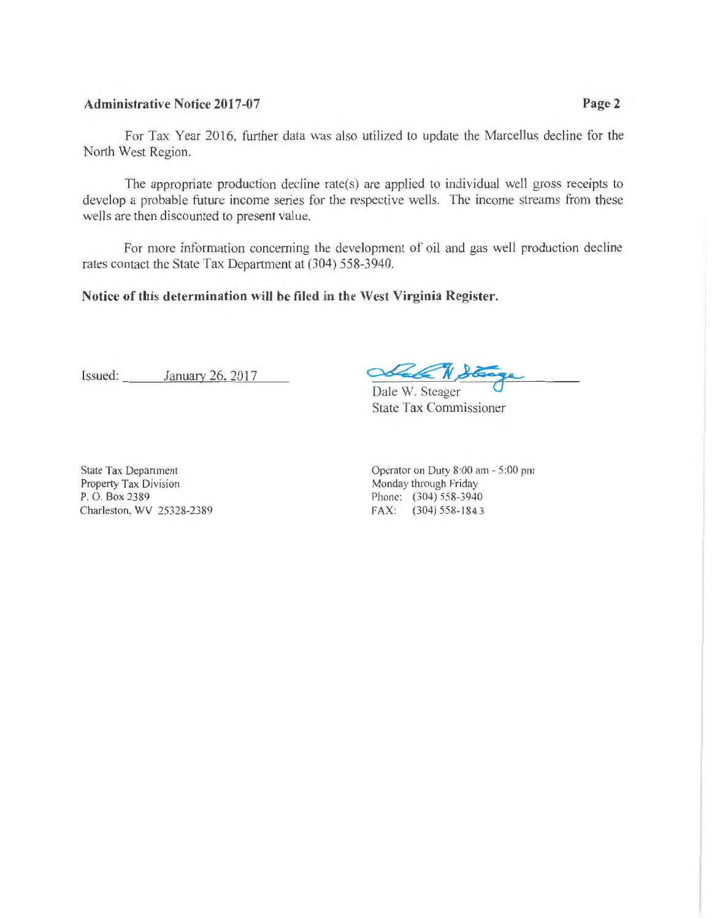For Tax Year 2016, further data was also utilized to update the Marcellus decline for the North West Region.

The appropriate production decline rate(s) are applied to individual well gross receipts to develop a probable future income series for the respective wells. The income streams from these wells are then discounted to present value.

For more information concerning the development of oil and gas well production decline rates contact the State Tax Department at (304) 558-3940.

**Notice of this determination will be filed in the West Virginia Register.**

Issued: January 26, 2017

Dale W. Steager
State Tax Commissioner

State Tax Department
Property Tax Division
P. O. Box 2389
Charleston, WV 25328-2389

Operator on Duty 8:00 am - 5:00 pm
Monday through Friday
Phone: (304) 558-3940
FAX: (304) 558-1843